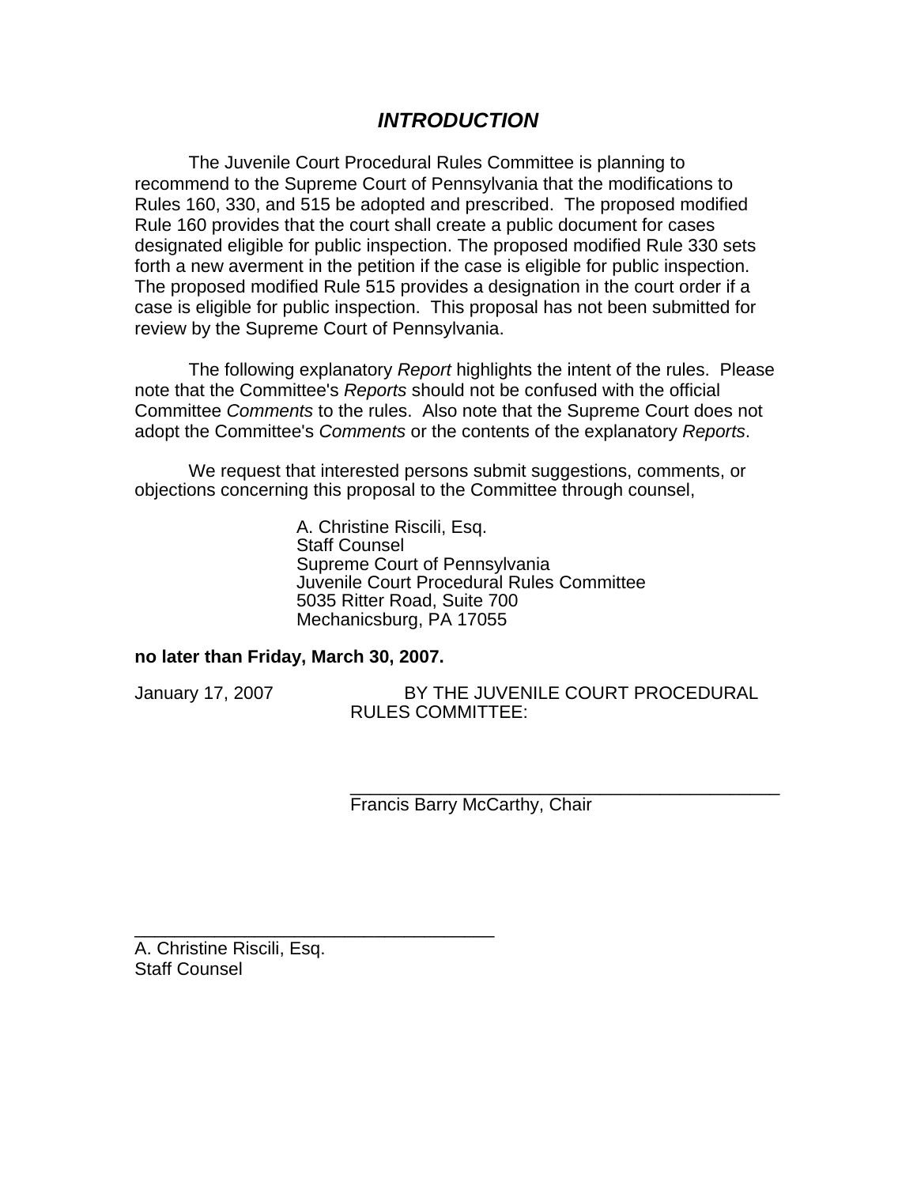# *INTRODUCTION*

The Juvenile Court Procedural Rules Committee is planning to recommend to the Supreme Court of Pennsylvania that the modifications to Rules 160, 330, and 515 be adopted and prescribed. The proposed modified Rule 160 provides that the court shall create a public document for cases designated eligible for public inspection. The proposed modified Rule 330 sets forth a new averment in the petition if the case is eligible for public inspection. The proposed modified Rule 515 provides a designation in the court order if a case is eligible for public inspection. This proposal has not been submitted for review by the Supreme Court of Pennsylvania.

The following explanatory *Report* highlights the intent of the rules. Please note that the Committee's *Reports* should not be confused with the official Committee *Comments* to the rules. Also note that the Supreme Court does not adopt the Committee's *Comments* or the contents of the explanatory *Reports*.

We request that interested persons submit suggestions, comments, or objections concerning this proposal to the Committee through counsel,

A. Christine Riscili, Esq.
Staff Counsel
Supreme Court of Pennsylvania
Juvenile Court Procedural Rules Committee
5035 Ritter Road, Suite 700
Mechanicsburg, PA 17055

**no later than Friday, March 30, 2007.**

January 17, 2007

BY THE JUVENILE COURT PROCEDURAL RULES COMMITTEE:

\_\_\_\_\_\_\_\_\_\_\_\_\_\_\_\_\_\_\_\_\_\_\_\_\_\_\_\_\_\_\_\_\_\_\_\_\_\_\_\_\_\_\_\_
Francis Barry McCarthy, Chair

\_\_\_\_\_\_\_\_\_\_\_\_\_\_\_\_\_\_\_\_\_\_\_\_\_\_\_\_\_\_\_\_\_\_\_\_\_\_
A. Christine Riscili, Esq.
Staff Counsel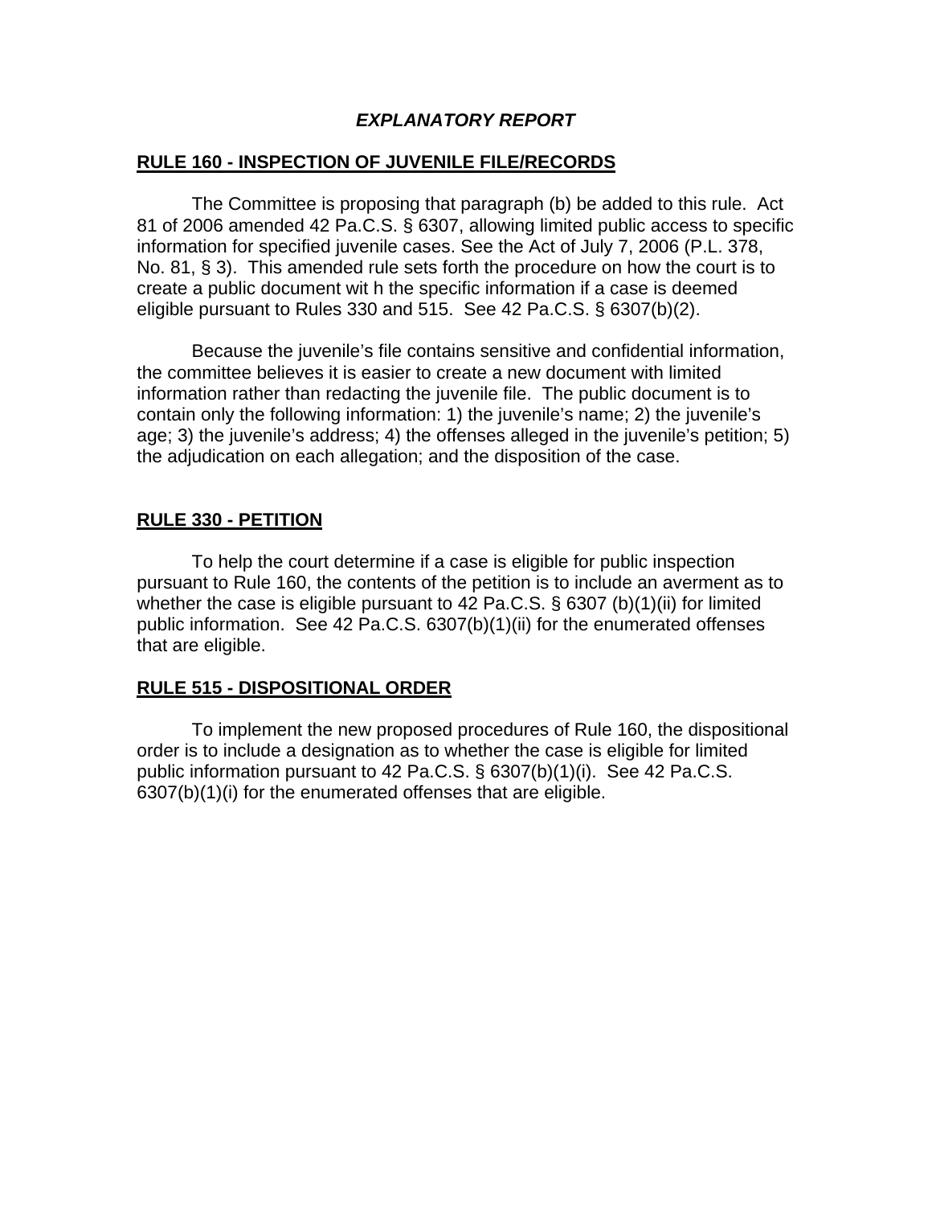## *EXPLANATORY REPORT*

### RULE 160 - INSPECTION OF JUVENILE FILE/RECORDS

The Committee is proposing that paragraph (b) be added to this rule. Act 81 of 2006 amended 42 Pa.C.S. § 6307, allowing limited public access to specific information for specified juvenile cases. See the Act of July 7, 2006 (P.L. 378, No. 81, § 3). This amended rule sets forth the procedure on how the court is to create a public document wit h the specific information if a case is deemed eligible pursuant to Rules 330 and 515. See 42 Pa.C.S. § 6307(b)(2).

Because the juvenile's file contains sensitive and confidential information, the committee believes it is easier to create a new document with limited information rather than redacting the juvenile file. The public document is to contain only the following information: 1) the juvenile's name; 2) the juvenile's age; 3) the juvenile's address; 4) the offenses alleged in the juvenile's petition; 5) the adjudication on each allegation; and the disposition of the case.

### RULE 330 - PETITION

To help the court determine if a case is eligible for public inspection pursuant to Rule 160, the contents of the petition is to include an averment as to whether the case is eligible pursuant to 42 Pa.C.S. § 6307 (b)(1)(ii) for limited public information. See 42 Pa.C.S. 6307(b)(1)(ii) for the enumerated offenses that are eligible.

### RULE 515 - DISPOSITIONAL ORDER

To implement the new proposed procedures of Rule 160, the dispositional order is to include a designation as to whether the case is eligible for limited public information pursuant to 42 Pa.C.S. § 6307(b)(1)(i). See 42 Pa.C.S. 6307(b)(1)(i) for the enumerated offenses that are eligible.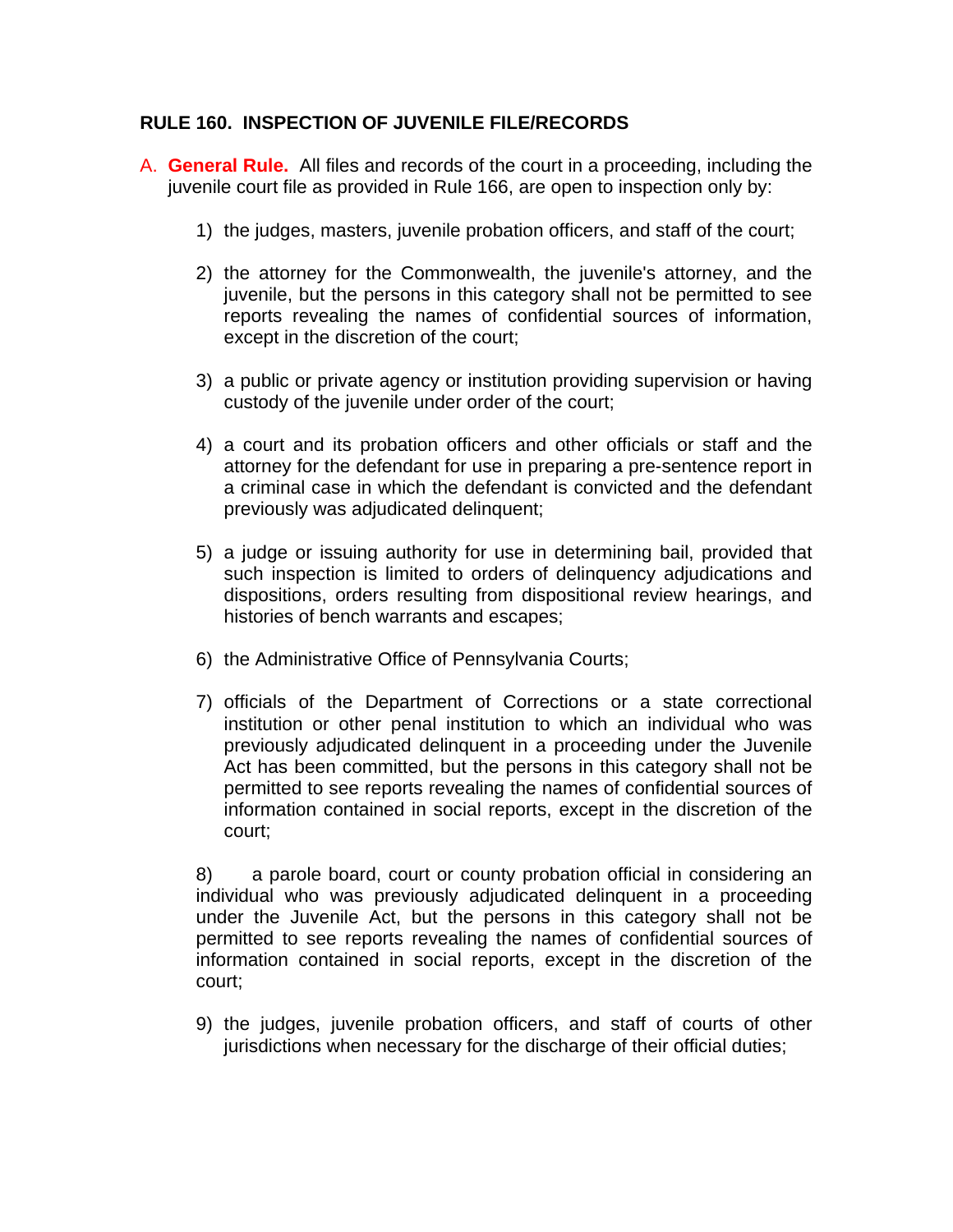## RULE 160. INSPECTION OF JUVENILE FILE/RECORDS

A. **General Rule.** All files and records of the court in a proceeding, including the juvenile court file as provided in Rule 166, are open to inspection only by:

1) the judges, masters, juvenile probation officers, and staff of the court;

2) the attorney for the Commonwealth, the juvenile's attorney, and the juvenile, but the persons in this category shall not be permitted to see reports revealing the names of confidential sources of information, except in the discretion of the court;

3) a public or private agency or institution providing supervision or having custody of the juvenile under order of the court;

4) a court and its probation officers and other officials or staff and the attorney for the defendant for use in preparing a pre-sentence report in a criminal case in which the defendant is convicted and the defendant previously was adjudicated delinquent;

5) a judge or issuing authority for use in determining bail, provided that such inspection is limited to orders of delinquency adjudications and dispositions, orders resulting from dispositional review hearings, and histories of bench warrants and escapes;

6) the Administrative Office of Pennsylvania Courts;

7) officials of the Department of Corrections or a state correctional institution or other penal institution to which an individual who was previously adjudicated delinquent in a proceeding under the Juvenile Act has been committed, but the persons in this category shall not be permitted to see reports revealing the names of confidential sources of information contained in social reports, except in the discretion of the court;

8) a parole board, court or county probation official in considering an individual who was previously adjudicated delinquent in a proceeding under the Juvenile Act, but the persons in this category shall not be permitted to see reports revealing the names of confidential sources of information contained in social reports, except in the discretion of the court;

9) the judges, juvenile probation officers, and staff of courts of other jurisdictions when necessary for the discharge of their official duties;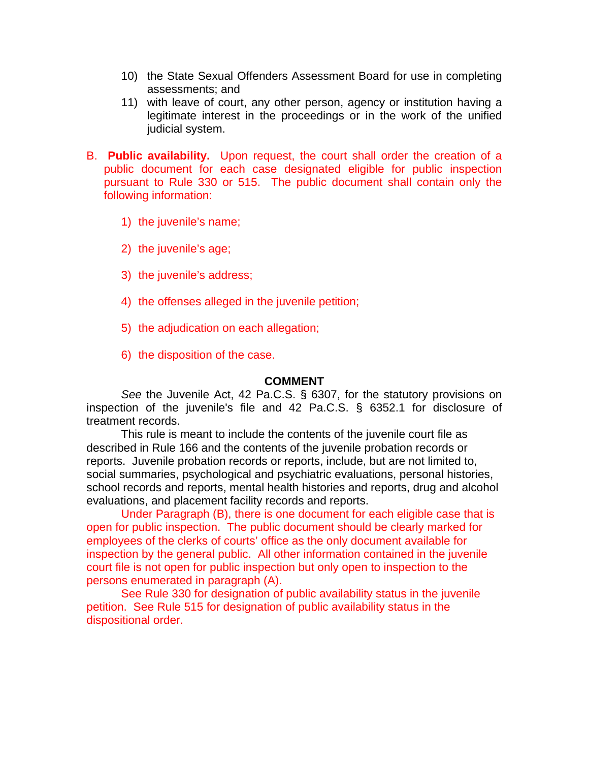10) the State Sexual Offenders Assessment Board for use in completing assessments; and
11) with leave of court, any other person, agency or institution having a legitimate interest in the proceedings or in the work of the unified judicial system.

B. **Public availability.** Upon request, the court shall order the creation of a public document for each case designated eligible for public inspection pursuant to Rule 330 or 515. The public document shall contain only the following information:

1) the juvenile's name;

2) the juvenile's age;

3) the juvenile's address;

4) the offenses alleged in the juvenile petition;

5) the adjudication on each allegation;

6) the disposition of the case.

**COMMENT**

*See* the Juvenile Act, 42 Pa.C.S. § 6307, for the statutory provisions on inspection of the juvenile's file and 42 Pa.C.S. § 6352.1 for disclosure of treatment records.

This rule is meant to include the contents of the juvenile court file as described in Rule 166 and the contents of the juvenile probation records or reports. Juvenile probation records or reports, include, but are not limited to, social summaries, psychological and psychiatric evaluations, personal histories, school records and reports, mental health histories and reports, drug and alcohol evaluations, and placement facility records and reports.

Under Paragraph (B), there is one document for each eligible case that is open for public inspection. The public document should be clearly marked for employees of the clerks of courts' office as the only document available for inspection by the general public. All other information contained in the juvenile court file is not open for public inspection but only open to inspection to the persons enumerated in paragraph (A).

See Rule 330 for designation of public availability status in the juvenile petition. See Rule 515 for designation of public availability status in the dispositional order.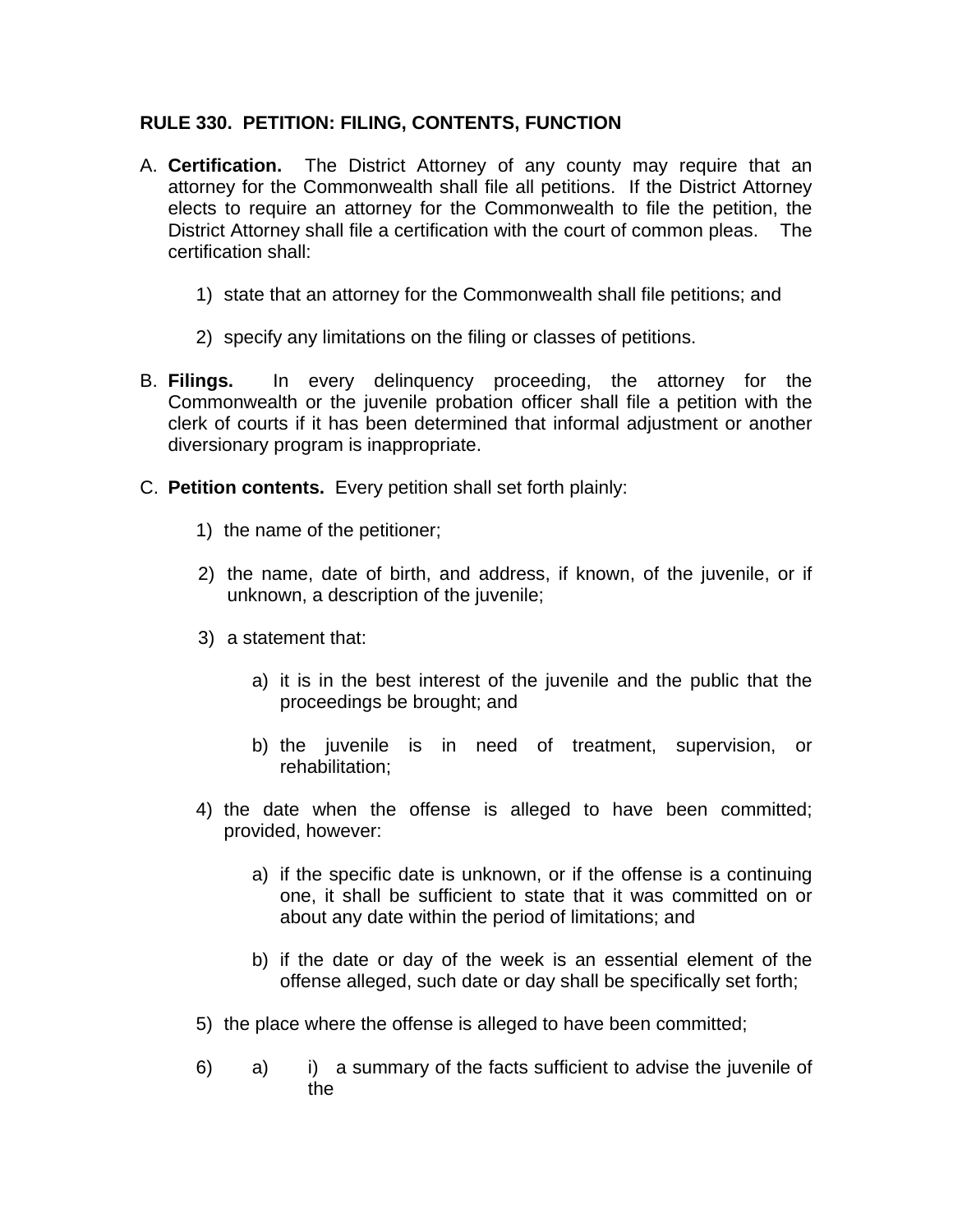## RULE 330. PETITION: FILING, CONTENTS, FUNCTION

A. **Certification.** The District Attorney of any county may require that an attorney for the Commonwealth shall file all petitions. If the District Attorney elects to require an attorney for the Commonwealth to file the petition, the District Attorney shall file a certification with the court of common pleas. The certification shall:

   1) state that an attorney for the Commonwealth shall file petitions; and

   2) specify any limitations on the filing or classes of petitions.

B. **Filings.** In every delinquency proceeding, the attorney for the Commonwealth or the juvenile probation officer shall file a petition with the clerk of courts if it has been determined that informal adjustment or another diversionary program is inappropriate.

C. **Petition contents.** Every petition shall set forth plainly:

   1) the name of the petitioner;

   2) the name, date of birth, and address, if known, of the juvenile, or if unknown, a description of the juvenile;

   3) a statement that:

      a) it is in the best interest of the juvenile and the public that the proceedings be brought; and

      b) the juvenile is in need of treatment, supervision, or rehabilitation;

   4) the date when the offense is alleged to have been committed; provided, however:

      a) if the specific date is unknown, or if the offense is a continuing one, it shall be sufficient to state that it was committed on or about any date within the period of limitations; and

      b) if the date or day of the week is an essential element of the offense alleged, such date or day shall be specifically set forth;

   5) the place where the offense is alleged to have been committed;

   6) a) i) a summary of the facts sufficient to advise the juvenile of the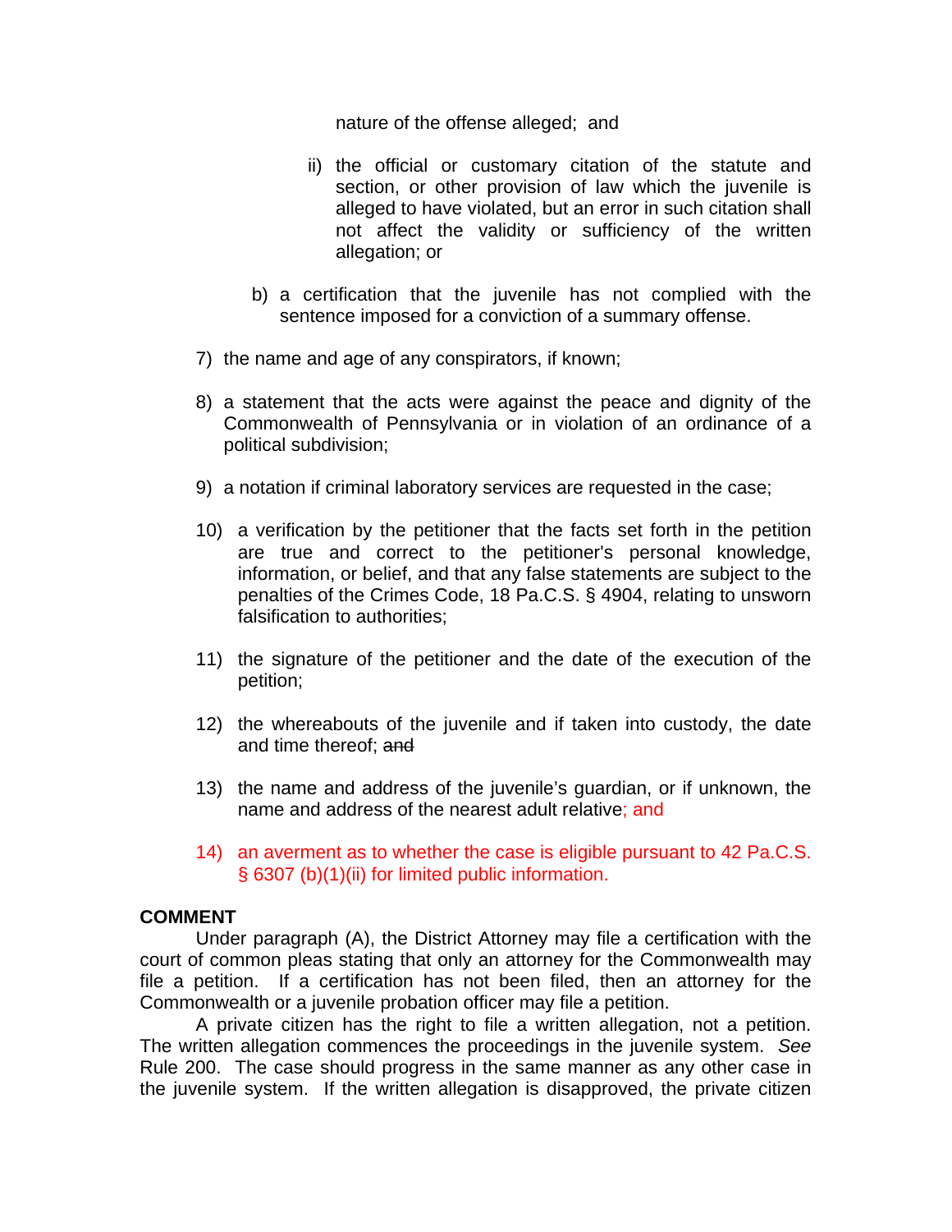nature of the offense alleged; and

ii) the official or customary citation of the statute and section, or other provision of law which the juvenile is alleged to have violated, but an error in such citation shall not affect the validity or sufficiency of the written allegation; or

b) a certification that the juvenile has not complied with the sentence imposed for a conviction of a summary offense.

7) the name and age of any conspirators, if known;

8) a statement that the acts were against the peace and dignity of the Commonwealth of Pennsylvania or in violation of an ordinance of a political subdivision;

9) a notation if criminal laboratory services are requested in the case;

10) a verification by the petitioner that the facts set forth in the petition are true and correct to the petitioner's personal knowledge, information, or belief, and that any false statements are subject to the penalties of the Crimes Code, 18 Pa.C.S. § 4904, relating to unsworn falsification to authorities;

11) the signature of the petitioner and the date of the execution of the petition;

12) the whereabouts of the juvenile and if taken into custody, the date and time thereof; ~~and~~

13) the name and address of the juvenile's guardian, or if unknown, the name and address of the nearest adult relative; and

14) an averment as to whether the case is eligible pursuant to 42 Pa.C.S. § 6307 (b)(1)(ii) for limited public information.

**COMMENT**

Under paragraph (A), the District Attorney may file a certification with the court of common pleas stating that only an attorney for the Commonwealth may file a petition. If a certification has not been filed, then an attorney for the Commonwealth or a juvenile probation officer may file a petition.

A private citizen has the right to file a written allegation, not a petition. The written allegation commences the proceedings in the juvenile system. *See* Rule 200. The case should progress in the same manner as any other case in the juvenile system. If the written allegation is disapproved, the private citizen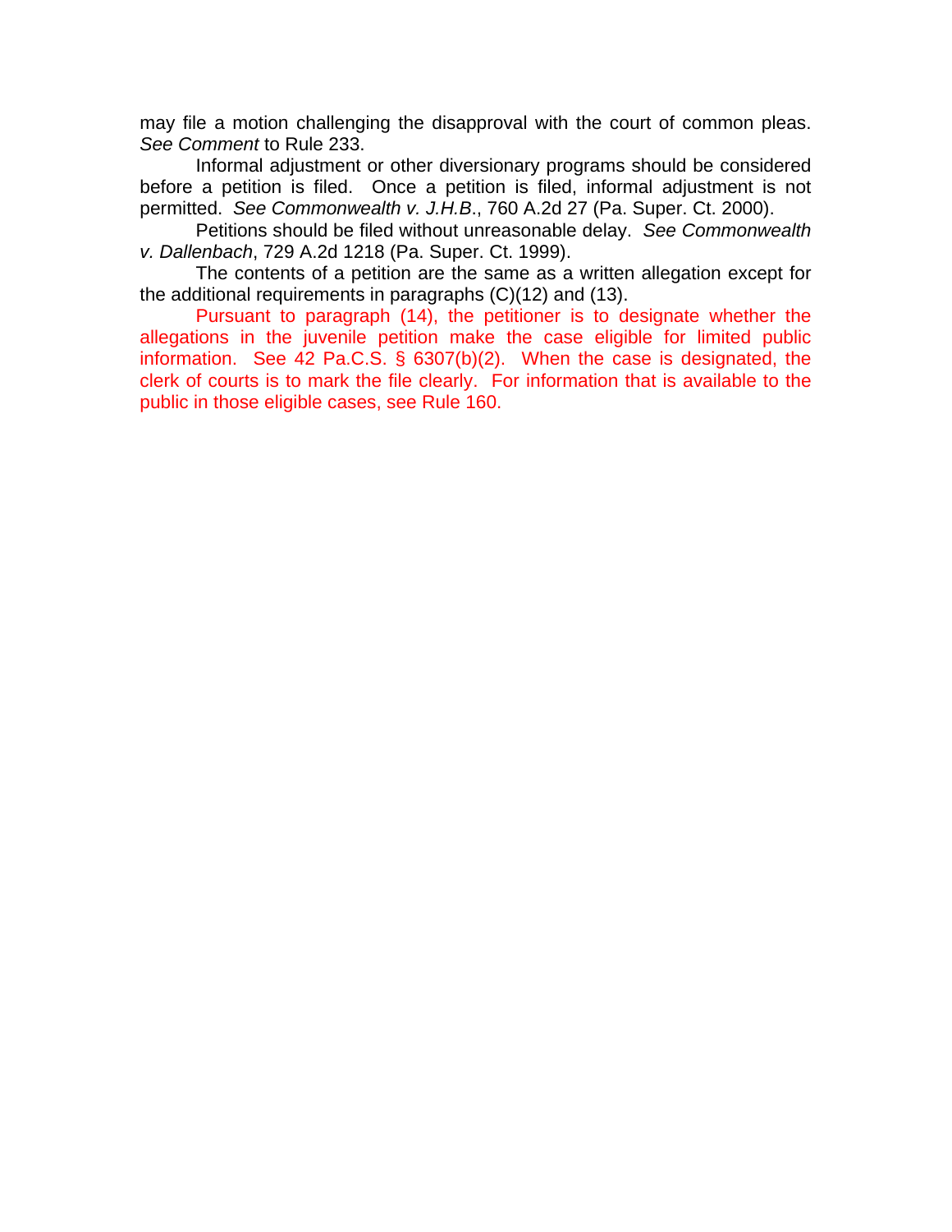may file a motion challenging the disapproval with the court of common pleas. *See Comment* to Rule 233.

Informal adjustment or other diversionary programs should be considered before a petition is filed. Once a petition is filed, informal adjustment is not permitted. *See Commonwealth v. J.H.B*., 760 A.2d 27 (Pa. Super. Ct. 2000).

Petitions should be filed without unreasonable delay. *See Commonwealth v. Dallenbach*, 729 A.2d 1218 (Pa. Super. Ct. 1999).

The contents of a petition are the same as a written allegation except for the additional requirements in paragraphs (C)(12) and (13).

Pursuant to paragraph (14), the petitioner is to designate whether the allegations in the juvenile petition make the case eligible for limited public information. See 42 Pa.C.S. § 6307(b)(2). When the case is designated, the clerk of courts is to mark the file clearly. For information that is available to the public in those eligible cases, see Rule 160.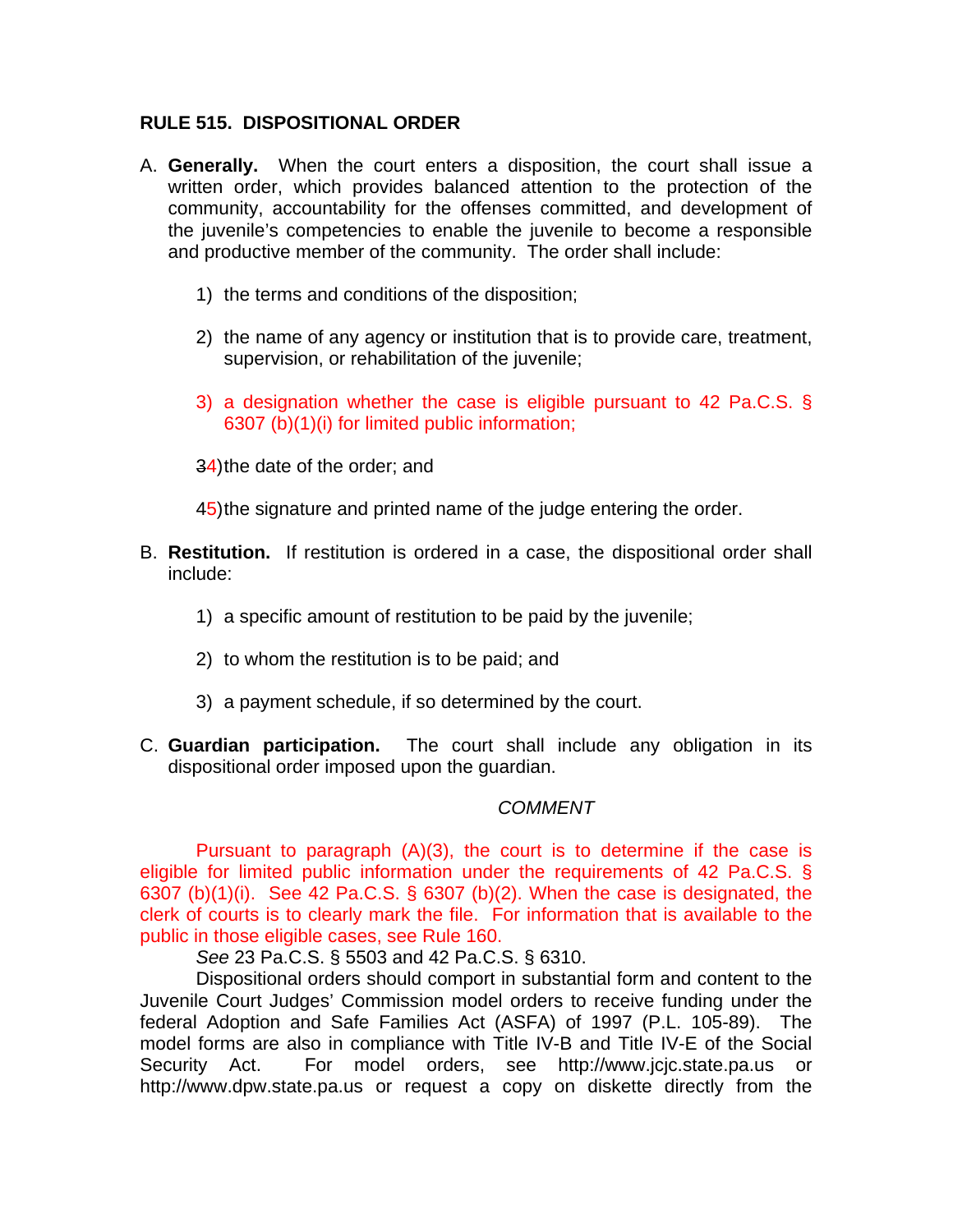**RULE 515. DISPOSITIONAL ORDER**

A. **Generally.** When the court enters a disposition, the court shall issue a written order, which provides balanced attention to the protection of the community, accountability for the offenses committed, and development of the juvenile's competencies to enable the juvenile to become a responsible and productive member of the community. The order shall include:

   1) the terms and conditions of the disposition;

   2) the name of any agency or institution that is to provide care, treatment, supervision, or rehabilitation of the juvenile;

   3) a designation whether the case is eligible pursuant to 42 Pa.C.S. § 6307 (b)(1)(i) for limited public information;

   34) the date of the order; and

   45) the signature and printed name of the judge entering the order.

B. **Restitution.** If restitution is ordered in a case, the dispositional order shall include:

   1) a specific amount of restitution to be paid by the juvenile;

   2) to whom the restitution is to be paid; and

   3) a payment schedule, if so determined by the court.

C. **Guardian participation.** The court shall include any obligation in its dispositional order imposed upon the guardian.

*COMMENT*

Pursuant to paragraph (A)(3), the court is to determine if the case is eligible for limited public information under the requirements of 42 Pa.C.S. § 6307 (b)(1)(i). See 42 Pa.C.S. § 6307 (b)(2). When the case is designated, the clerk of courts is to clearly mark the file. For information that is available to the public in those eligible cases, see Rule 160.

*See* 23 Pa.C.S. § 5503 and 42 Pa.C.S. § 6310.

Dispositional orders should comport in substantial form and content to the Juvenile Court Judges' Commission model orders to receive funding under the federal Adoption and Safe Families Act (ASFA) of 1997 (P.L. 105-89). The model forms are also in compliance with Title IV-B and Title IV-E of the Social Security Act. For model orders, see http://www.jcjc.state.pa.us or http://www.dpw.state.pa.us or request a copy on diskette directly from the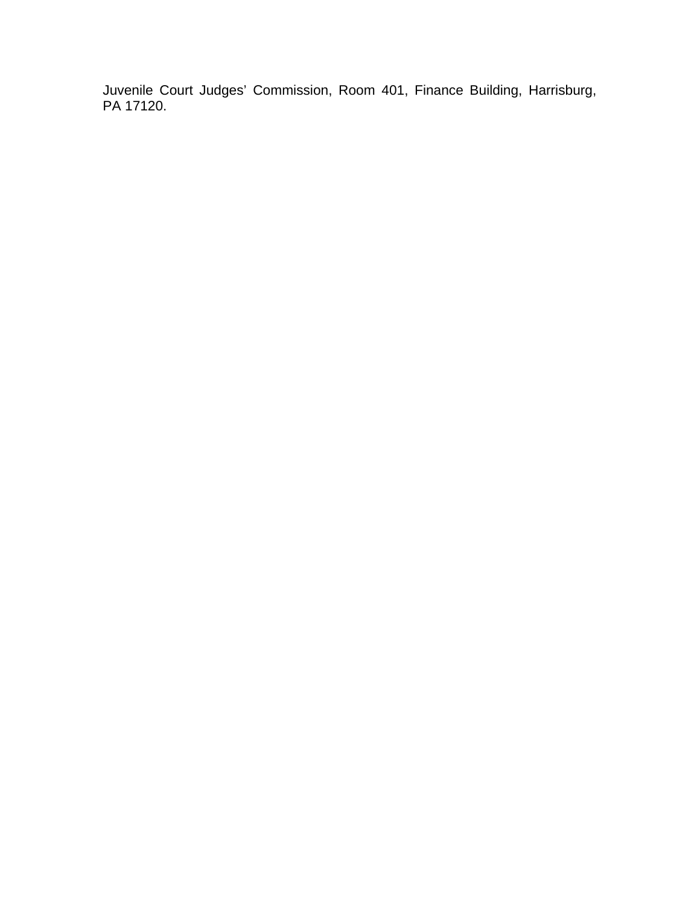Juvenile Court Judges' Commission, Room 401, Finance Building, Harrisburg, PA 17120.